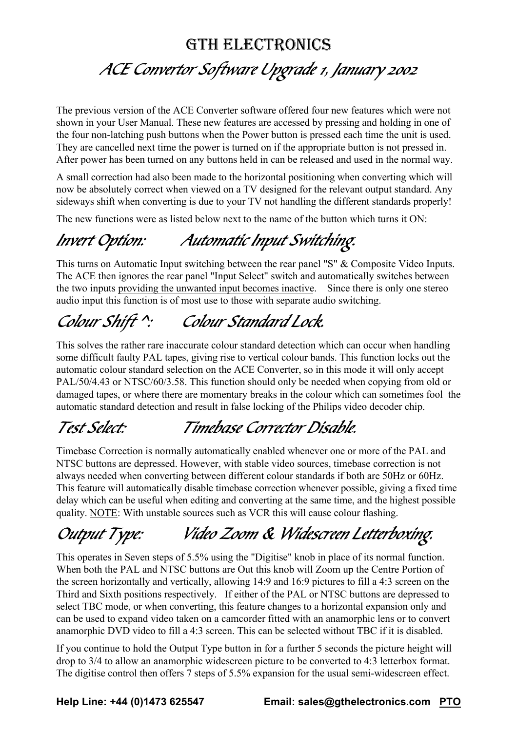# GTH ELECTRONICS

## *ACE Convertor Software Upgrade 1, January 2002*

The previous version of the ACE Converter software offered four new features which were not shown in your User Manual. These new features are accessed by pressing and holding in one of the four non-latching push buttons when the Power button is pressed each time the unit is used. They are cancelled next time the power is turned on if the appropriate button is not pressed in. After power has been turned on any buttons held in can be released and used in the normal way.

A small correction had also been made to the horizontal positioning when converting which will now be absolutely correct when viewed on a TV designed for the relevant output standard. Any sideways shift when converting is due to your TV not handling the different standards properly!

The new functions were as listed below next to the name of the button which turns it ON:

## *Invert Option: Automatic Input Switching.*

This turns on Automatic Input switching between the rear panel "S" & Composite Video Inputs. The ACE then ignores the rear panel "Input Select" switch and automatically switches between the two inputs <u>providing the unwanted input becomes inactive</u>. Since there is only one stereo audio input this function is of most use to those with separate audio switching.

## *Colour Shift ^: Colour Standard Lock.*

This solves the rather rare inaccurate colour standard detection which can occur when handling some difficult faulty PAL tapes, giving rise to vertical colour bands. This function locks out the automatic colour standard selection on the ACE Converter, so in this mode it will only accept PAL/50/4.43 or NTSC/60/3.58. This function should only be needed when copying from old or damaged tapes, or where there are momentary breaks in the colour which can sometimes fool the automatic standard detection and result in false locking of the Philips video decoder chip.

## *Test Select: Timebase Corrector Disable.*

Timebase Correction is normally automatically enabled whenever one or more of the PAL and NTSC buttons are depressed. However, with stable video sources, timebase correction is not always needed when converting between different colour standards if both are 50Hz or 60Hz. This feature will automatically disable timebase correction whenever possible, giving a fixed time delay which can be useful when editing and converting at the same time, and the highest possible quality. <u>NOTE</u>: With unstable sources such as VCR this will cause colour flashing.

## *Output Type: Video Zoom & Widescreen Letterboxing.*

This operates in Seven steps of 5.5% using the "Digitise" knob in place of its normal function. When both the PAL and NTSC buttons are Out this knob will Zoom up the Centre Portion of the screen horizontally and vertically, allowing 14:9 and 16:9 pictures to fill a 4:3 screen on the Third and Sixth positions respectively. If either of the PAL or NTSC buttons are depressed to select TBC mode, or when converting, this feature changes to a horizontal expansion only and can be used to expand video taken on a camcorder fitted with an anamorphic lens or to convert anamorphic DVD video to fill a 4:3 screen. This can be selected without TBC if it is disabled.

If you continue to hold the Output Type button in for a further 5 seconds the picture height will drop to 3/4 to allow an anamorphic widescreen picture to be converted to 4:3 letterbox format. The digitise control then offers 7 steps of 5.5% expansion for the usual semi-widescreen effect.

**Help Line: +44 (0)1473 625547 Email: sales@gthelectronics.com <u>PTO</u>**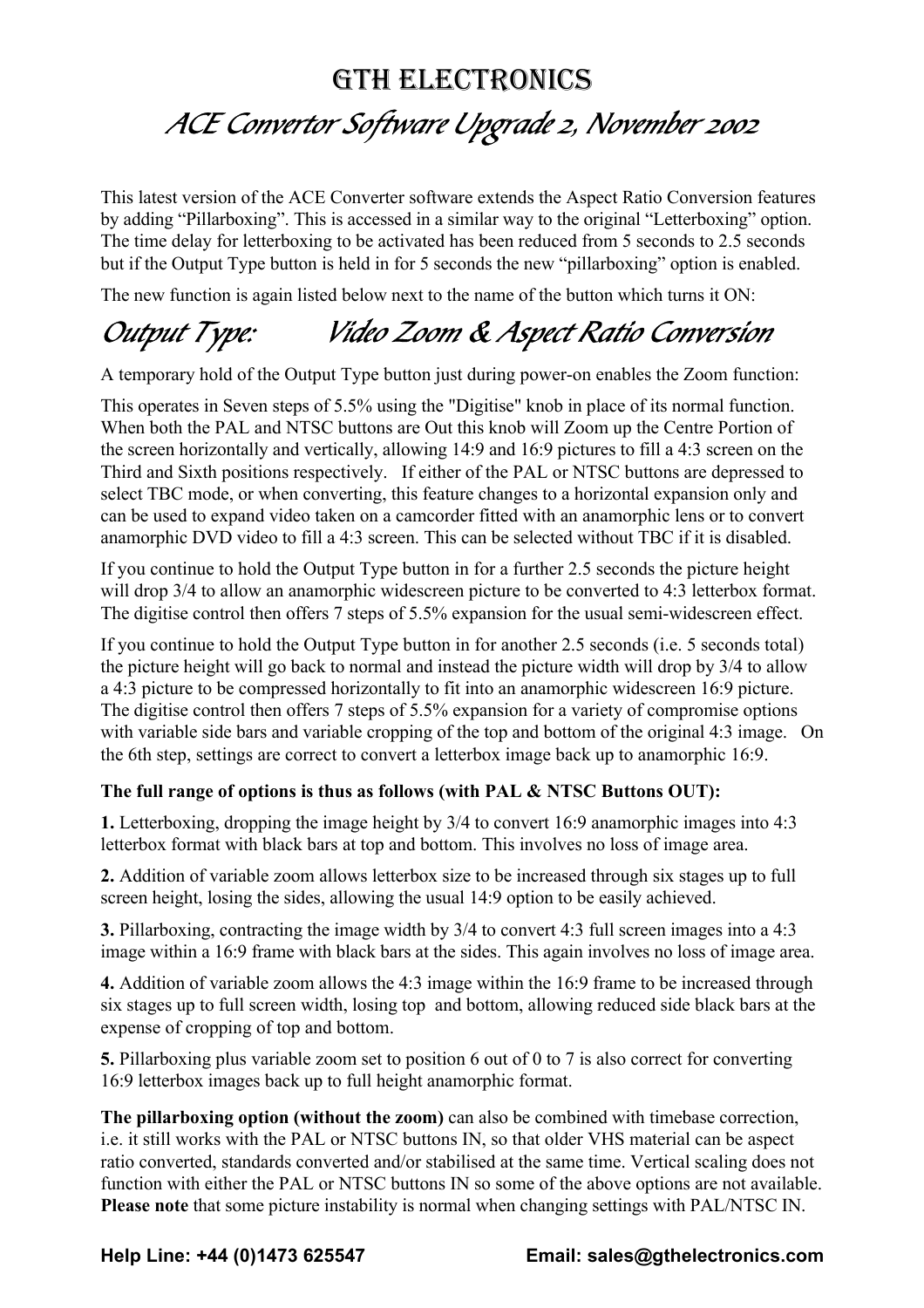# GTH ELECTRONICS

## *ACE Convertor Software Upgrade 2, November 2002*

This latest version of the ACE Converter software extends the Aspect Ratio Conversion features by adding "Pillarboxing". This is accessed in a similar way to the original "Letterboxing" option. The time delay for letterboxing to be activated has been reduced from 5 seconds to 2.5 seconds but if the Output Type button is held in for 5 seconds the new "pillarboxing" option is enabled.

The new function is again listed below next to the name of the button which turns it ON:

## *Output Type: Video Zoom & Aspect Ratio Conversion*

A temporary hold of the Output Type button just during power-on enables the Zoom function:

This operates in Seven steps of 5.5% using the "Digitise" knob in place of its normal function. When both the PAL and NTSC buttons are Out this knob will Zoom up the Centre Portion of the screen horizontally and vertically, allowing 14:9 and 16:9 pictures to fill a 4:3 screen on the Third and Sixth positions respectively. If either of the PAL or NTSC buttons are depressed to select TBC mode, or when converting, this feature changes to a horizontal expansion only and can be used to expand video taken on a camcorder fitted with an anamorphic lens or to convert anamorphic DVD video to fill a 4:3 screen. This can be selected without TBC if it is disabled.

If you continue to hold the Output Type button in for a further 2.5 seconds the picture height will drop 3/4 to allow an anamorphic widescreen picture to be converted to 4:3 letterbox format. The digitise control then offers 7 steps of 5.5% expansion for the usual semi-widescreen effect.

If you continue to hold the Output Type button in for another 2.5 seconds (i.e. 5 seconds total) the picture height will go back to normal and instead the picture width will drop by 3/4 to allow a 4:3 picture to be compressed horizontally to fit into an anamorphic widescreen 16:9 picture. The digitise control then offers 7 steps of 5.5% expansion for a variety of compromise options with variable side bars and variable cropping of the top and bottom of the original 4:3 image. On the 6th step, settings are correct to convert a letterbox image back up to anamorphic 16:9.

**The full range of options is thus as follows (with PAL & NTSC Buttons OUT):**

**1.** Letterboxing, dropping the image height by 3/4 to convert 16:9 anamorphic images into 4:3 letterbox format with black bars at top and bottom. This involves no loss of image area.

**2.** Addition of variable zoom allows letterbox size to be increased through six stages up to full screen height, losing the sides, allowing the usual 14:9 option to be easily achieved.

**3.** Pillarboxing, contracting the image width by 3/4 to convert 4:3 full screen images into a 4:3 image within a 16:9 frame with black bars at the sides. This again involves no loss of image area.

**4.** Addition of variable zoom allows the 4:3 image within the 16:9 frame to be increased through six stages up to full screen width, losing top and bottom, allowing reduced side black bars at the expense of cropping of top and bottom.

**5.** Pillarboxing plus variable zoom set to position 6 out of 0 to 7 is also correct for converting 16:9 letterbox images back up to full height anamorphic format.

**The pillarboxing option (without the zoom)** can also be combined with timebase correction, i.e. it still works with the PAL or NTSC buttons IN, so that older VHS material can be aspect ratio converted, standards converted and/or stabilised at the same time. Vertical scaling does not function with either the PAL or NTSC buttons IN so some of the above options are not available. **Please note** that some picture instability is normal when changing settings with PAL/NTSC IN.

**Help Line: +44 (0)1473 625547** **Email: sales@gthelectronics.com**